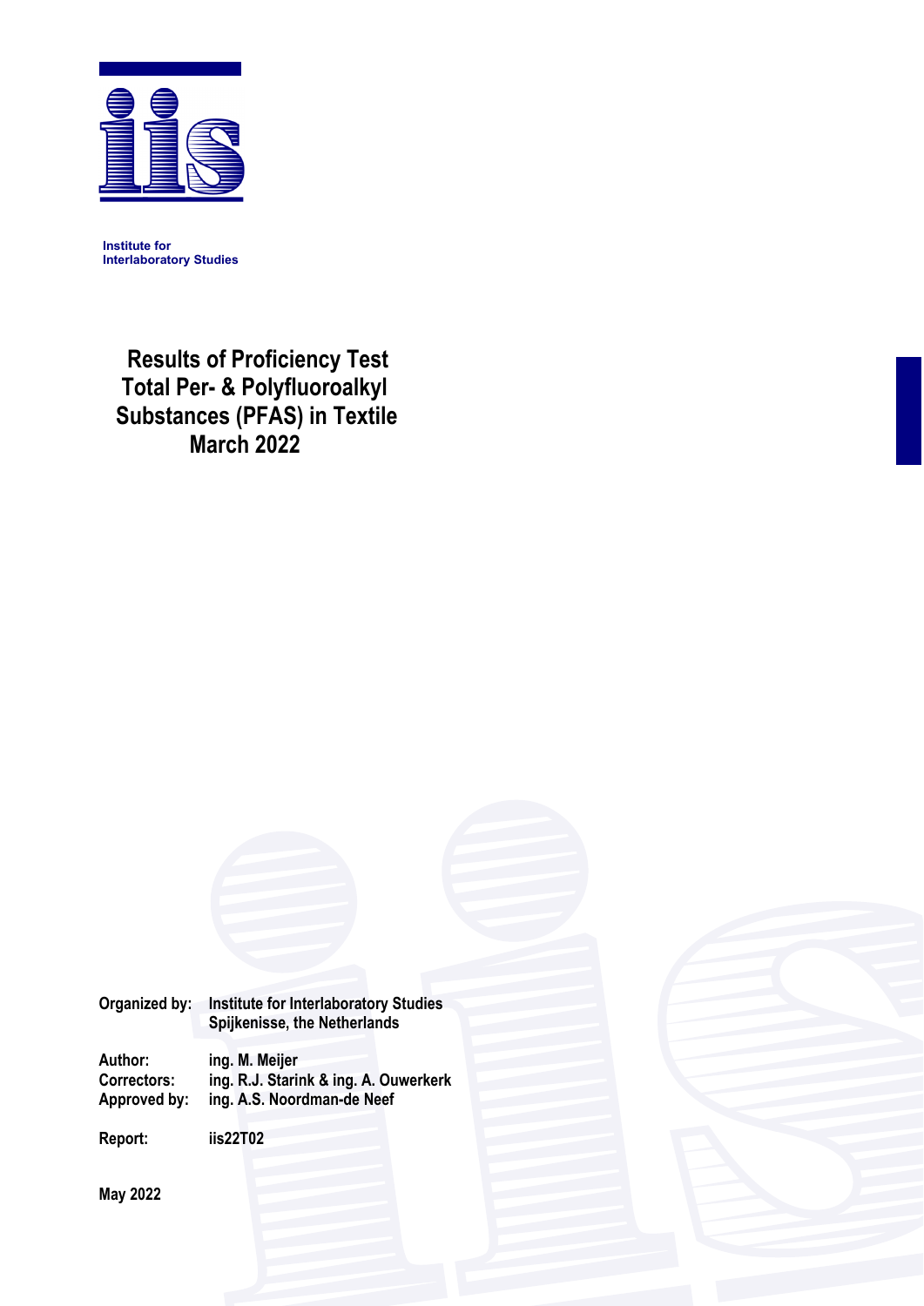Institute for
Interlaboratory Studies

# Results of Proficiency Test Total Per- & Polyfluoroalkyl Substances (PFAS) in Textile March 2022

**Organized by:** Institute for Interlaboratory Studies
Spijkenisse, the Netherlands

**Author:** ing. M. Meijer
**Correctors:** ing. R.J. Starink & ing. A. Ouwerkerk
**Approved by:** ing. A.S. Noordman-de Neef

**Report:** iis22T02

**May 2022**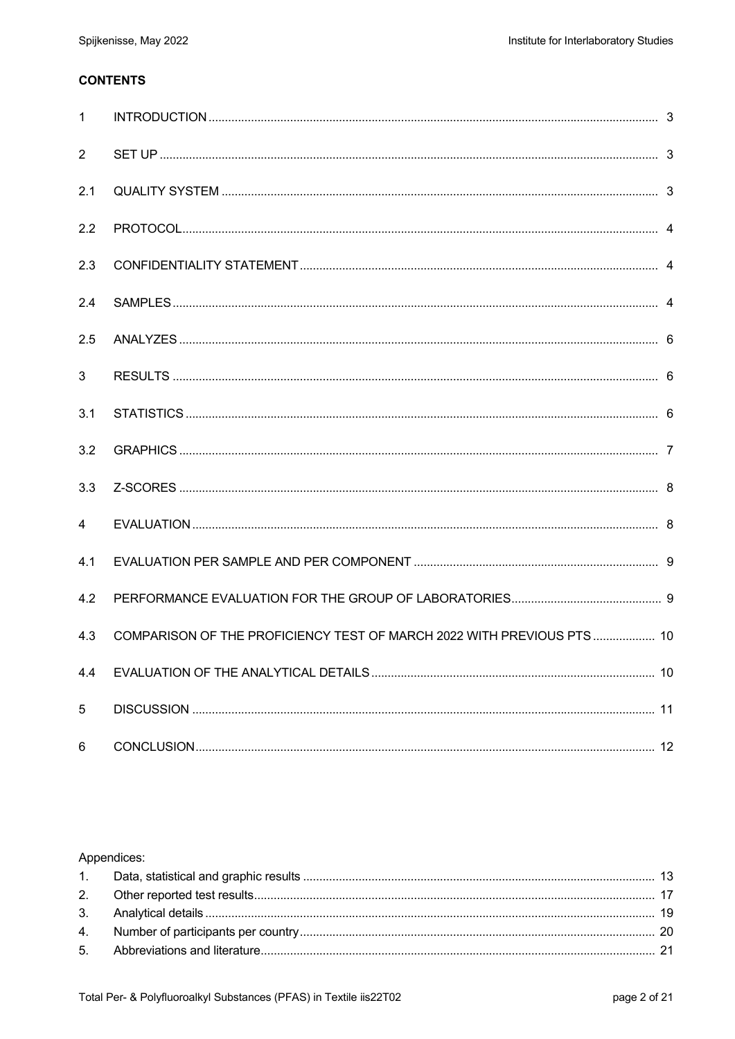**CONTENTS**

| | | |
|---|---|---|
| 1 | INTRODUCTION | 3 |
| 2 | SET UP | 3 |
| 2.1 | QUALITY SYSTEM | 3 |
| 2.2 | PROTOCOL | 4 |
| 2.3 | CONFIDENTIALITY STATEMENT | 4 |
| 2.4 | SAMPLES | 4 |
| 2.5 | ANALYZES | 6 |
| 3 | RESULTS | 6 |
| 3.1 | STATISTICS | 6 |
| 3.2 | GRAPHICS | 7 |
| 3.3 | Z-SCORES | 8 |
| 4 | EVALUATION | 8 |
| 4.1 | EVALUATION PER SAMPLE AND PER COMPONENT | 9 |
| 4.2 | PERFORMANCE EVALUATION FOR THE GROUP OF LABORATORIES | 9 |
| 4.3 | COMPARISON OF THE PROFICIENCY TEST OF MARCH 2022 WITH PREVIOUS PTS | 10 |
| 4.4 | EVALUATION OF THE ANALYTICAL DETAILS | 10 |
| 5 | DISCUSSION | 11 |
| 6 | CONCLUSION | 12 |

Appendices:

| | | |
|---|---|---|
| 1. | Data, statistical and graphic results | 13 |
| 2. | Other reported test results | 17 |
| 3. | Analytical details | 19 |
| 4. | Number of participants per country | 20 |
| 5. | Abbreviations and literature | 21 |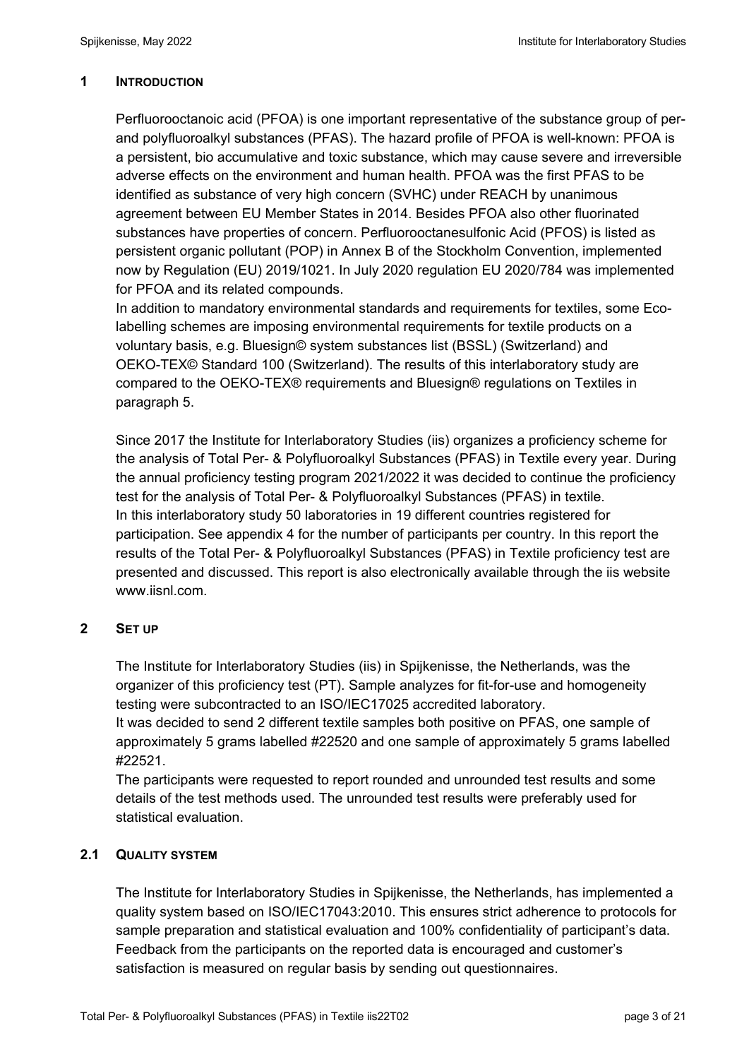## 1 INTRODUCTION

Perfluorooctanoic acid (PFOA) is one important representative of the substance group of per- and polyfluoroalkyl substances (PFAS). The hazard profile of PFOA is well-known: PFOA is a persistent, bio accumulative and toxic substance, which may cause severe and irreversible adverse effects on the environment and human health. PFOA was the first PFAS to be identified as substance of very high concern (SVHC) under REACH by unanimous agreement between EU Member States in 2014. Besides PFOA also other fluorinated substances have properties of concern. Perfluorooctanesulfonic Acid (PFOS) is listed as persistent organic pollutant (POP) in Annex B of the Stockholm Convention, implemented now by Regulation (EU) 2019/1021. In July 2020 regulation EU 2020/784 was implemented for PFOA and its related compounds.

In addition to mandatory environmental standards and requirements for textiles, some Eco-labelling schemes are imposing environmental requirements for textile products on a voluntary basis, e.g. Bluesign© system substances list (BSSL) (Switzerland) and OEKO-TEX© Standard 100 (Switzerland). The results of this interlaboratory study are compared to the OEKO-TEX® requirements and Bluesign® regulations on Textiles in paragraph 5.

Since 2017 the Institute for Interlaboratory Studies (iis) organizes a proficiency scheme for the analysis of Total Per- & Polyfluoroalkyl Substances (PFAS) in Textile every year. During the annual proficiency testing program 2021/2022 it was decided to continue the proficiency test for the analysis of Total Per- & Polyfluoroalkyl Substances (PFAS) in textile.
In this interlaboratory study 50 laboratories in 19 different countries registered for participation. See appendix 4 for the number of participants per country. In this report the results of the Total Per- & Polyfluoroalkyl Substances (PFAS) in Textile proficiency test are presented and discussed. This report is also electronically available through the iis website www.iisnl.com.

## 2 SET UP

The Institute for Interlaboratory Studies (iis) in Spijkenisse, the Netherlands, was the organizer of this proficiency test (PT). Sample analyzes for fit-for-use and homogeneity testing were subcontracted to an ISO/IEC17025 accredited laboratory.
It was decided to send 2 different textile samples both positive on PFAS, one sample of approximately 5 grams labelled #22520 and one sample of approximately 5 grams labelled #22521.
The participants were requested to report rounded and unrounded test results and some details of the test methods used. The unrounded test results were preferably used for statistical evaluation.

### 2.1 QUALITY SYSTEM

The Institute for Interlaboratory Studies in Spijkenisse, the Netherlands, has implemented a quality system based on ISO/IEC17043:2010. This ensures strict adherence to protocols for sample preparation and statistical evaluation and 100% confidentiality of participant's data. Feedback from the participants on the reported data is encouraged and customer's satisfaction is measured on regular basis by sending out questionnaires.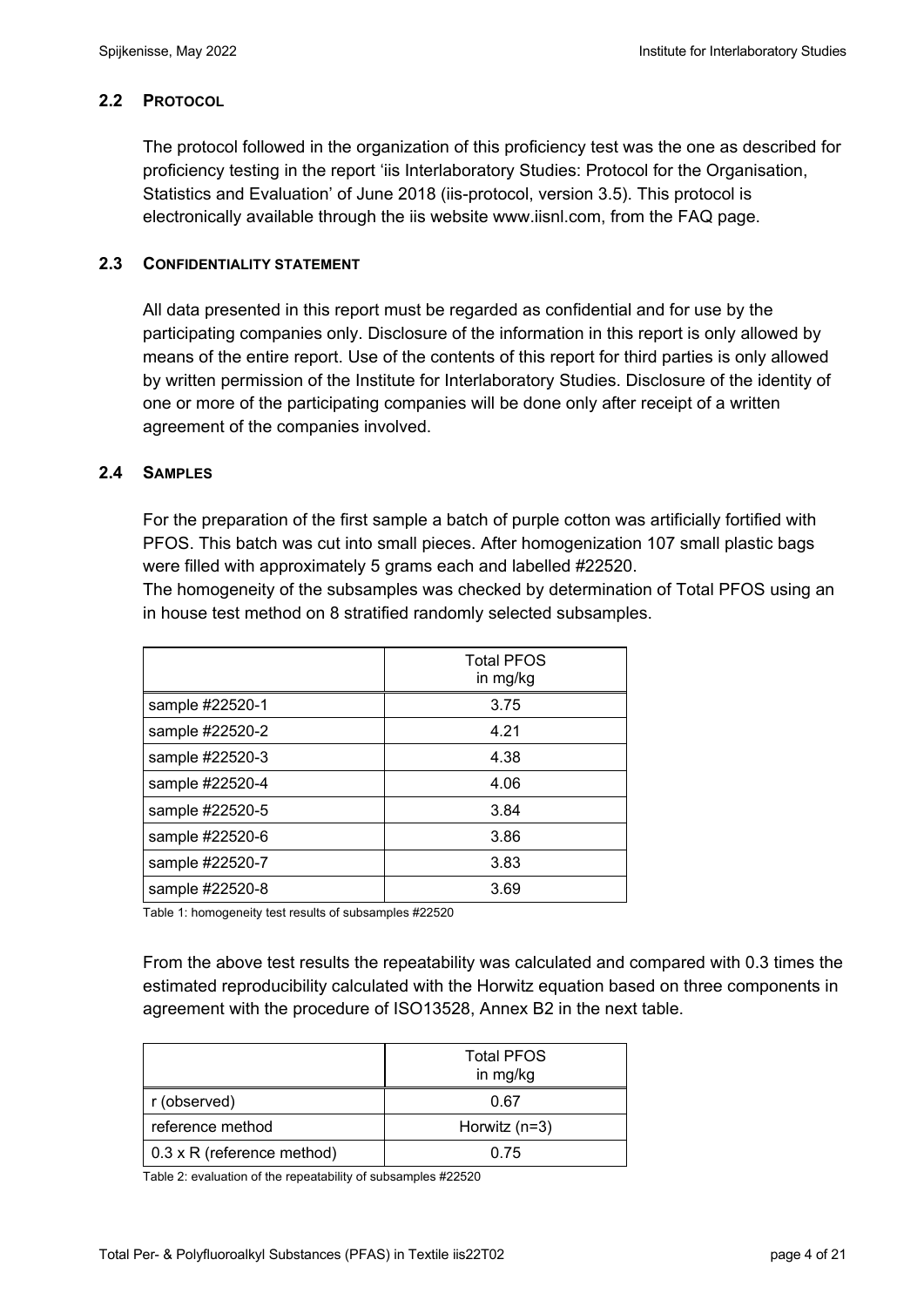### 2.2 PROTOCOL

The protocol followed in the organization of this proficiency test was the one as described for proficiency testing in the report 'iis Interlaboratory Studies: Protocol for the Organisation, Statistics and Evaluation' of June 2018 (iis-protocol, version 3.5). This protocol is electronically available through the iis website www.iisnl.com, from the FAQ page.

### 2.3 CONFIDENTIALITY STATEMENT

All data presented in this report must be regarded as confidential and for use by the participating companies only. Disclosure of the information in this report is only allowed by means of the entire report. Use of the contents of this report for third parties is only allowed by written permission of the Institute for Interlaboratory Studies. Disclosure of the identity of one or more of the participating companies will be done only after receipt of a written agreement of the companies involved.

### 2.4 SAMPLES

For the preparation of the first sample a batch of purple cotton was artificially fortified with PFOS. This batch was cut into small pieces. After homogenization 107 small plastic bags were filled with approximately 5 grams each and labelled #22520.
The homogeneity of the subsamples was checked by determination of Total PFOS using an in house test method on 8 stratified randomly selected subsamples.

| | Total PFOS in mg/kg |
|---|---|
| sample #22520-1 | 3.75 |
| sample #22520-2 | 4.21 |
| sample #22520-3 | 4.38 |
| sample #22520-4 | 4.06 |
| sample #22520-5 | 3.84 |
| sample #22520-6 | 3.86 |
| sample #22520-7 | 3.83 |
| sample #22520-8 | 3.69 |

Table 1: homogeneity test results of subsamples #22520

From the above test results the repeatability was calculated and compared with 0.3 times the estimated reproducibility calculated with the Horwitz equation based on three components in agreement with the procedure of ISO13528, Annex B2 in the next table.

| | Total PFOS in mg/kg |
|---|---|
| r (observed) | 0.67 |
| reference method | Horwitz (n=3) |
| 0.3 x R (reference method) | 0.75 |

Table 2: evaluation of the repeatability of subsamples #22520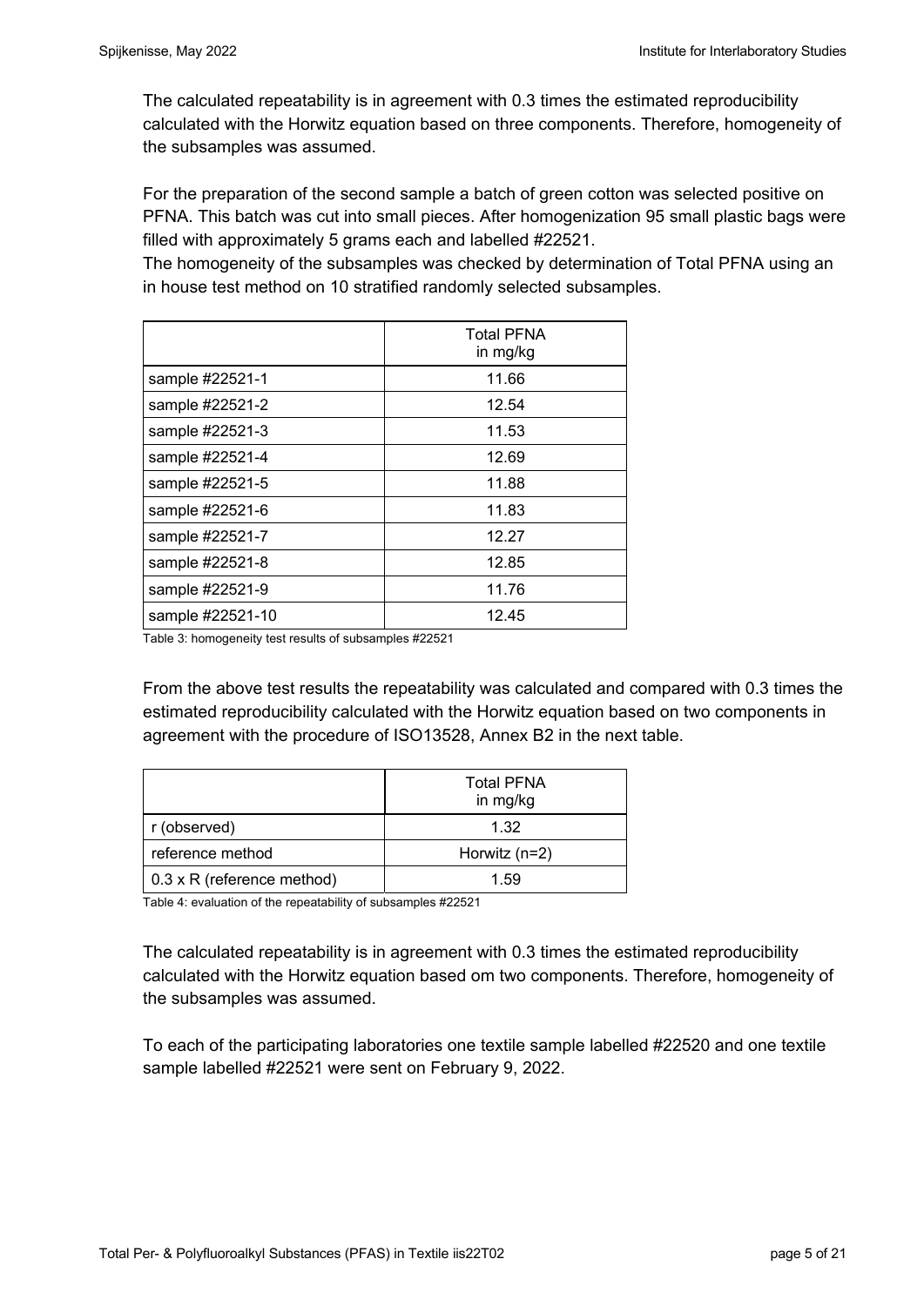The calculated repeatability is in agreement with 0.3 times the estimated reproducibility calculated with the Horwitz equation based on three components. Therefore, homogeneity of the subsamples was assumed.

For the preparation of the second sample a batch of green cotton was selected positive on PFNA. This batch was cut into small pieces. After homogenization 95 small plastic bags were filled with approximately 5 grams each and labelled #22521.
The homogeneity of the subsamples was checked by determination of Total PFNA using an in house test method on 10 stratified randomly selected subsamples.

| | Total PFNA in mg/kg |
|---|---|
| sample #22521-1 | 11.66 |
| sample #22521-2 | 12.54 |
| sample #22521-3 | 11.53 |
| sample #22521-4 | 12.69 |
| sample #22521-5 | 11.88 |
| sample #22521-6 | 11.83 |
| sample #22521-7 | 12.27 |
| sample #22521-8 | 12.85 |
| sample #22521-9 | 11.76 |
| sample #22521-10 | 12.45 |

Table 3: homogeneity test results of subsamples #22521

From the above test results the repeatability was calculated and compared with 0.3 times the estimated reproducibility calculated with the Horwitz equation based on two components in agreement with the procedure of ISO13528, Annex B2 in the next table.

| | Total PFNA in mg/kg |
|---|---|
| r (observed) | 1.32 |
| reference method | Horwitz (n=2) |
| 0.3 x R (reference method) | 1.59 |

Table 4: evaluation of the repeatability of subsamples #22521

The calculated repeatability is in agreement with 0.3 times the estimated reproducibility calculated with the Horwitz equation based om two components. Therefore, homogeneity of the subsamples was assumed.

To each of the participating laboratories one textile sample labelled #22520 and one textile sample labelled #22521 were sent on February 9, 2022.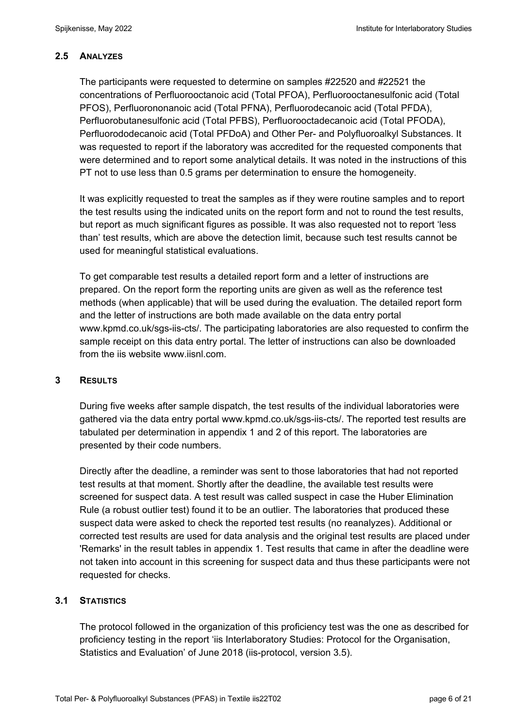## 2.5 ANALYZES

The participants were requested to determine on samples #22520 and #22521 the concentrations of Perfluorooctanoic acid (Total PFOA), Perfluorooctanesulfonic acid (Total PFOS), Perfluorononanoic acid (Total PFNA), Perfluorodecanoic acid (Total PFDA), Perfluorobutanesulfonic acid (Total PFBS), Perfluorooctadecanoic acid (Total PFODA), Perfluorododecanoic acid (Total PFDoA) and Other Per- and Polyfluoroalkyl Substances. It was requested to report if the laboratory was accredited for the requested components that were determined and to report some analytical details. It was noted in the instructions of this PT not to use less than 0.5 grams per determination to ensure the homogeneity.

It was explicitly requested to treat the samples as if they were routine samples and to report the test results using the indicated units on the report form and not to round the test results, but report as much significant figures as possible. It was also requested not to report 'less than' test results, which are above the detection limit, because such test results cannot be used for meaningful statistical evaluations.

To get comparable test results a detailed report form and a letter of instructions are prepared. On the report form the reporting units are given as well as the reference test methods (when applicable) that will be used during the evaluation. The detailed report form and the letter of instructions are both made available on the data entry portal www.kpmd.co.uk/sgs-iis-cts/. The participating laboratories are also requested to confirm the sample receipt on this data entry portal. The letter of instructions can also be downloaded from the iis website www.iisnl.com.

# 3 RESULTS

During five weeks after sample dispatch, the test results of the individual laboratories were gathered via the data entry portal www.kpmd.co.uk/sgs-iis-cts/. The reported test results are tabulated per determination in appendix 1 and 2 of this report. The laboratories are presented by their code numbers.

Directly after the deadline, a reminder was sent to those laboratories that had not reported test results at that moment. Shortly after the deadline, the available test results were screened for suspect data. A test result was called suspect in case the Huber Elimination Rule (a robust outlier test) found it to be an outlier. The laboratories that produced these suspect data were asked to check the reported test results (no reanalyzes). Additional or corrected test results are used for data analysis and the original test results are placed under 'Remarks' in the result tables in appendix 1. Test results that came in after the deadline were not taken into account in this screening for suspect data and thus these participants were not requested for checks.

## 3.1 STATISTICS

The protocol followed in the organization of this proficiency test was the one as described for proficiency testing in the report 'iis Interlaboratory Studies: Protocol for the Organisation, Statistics and Evaluation' of June 2018 (iis-protocol, version 3.5).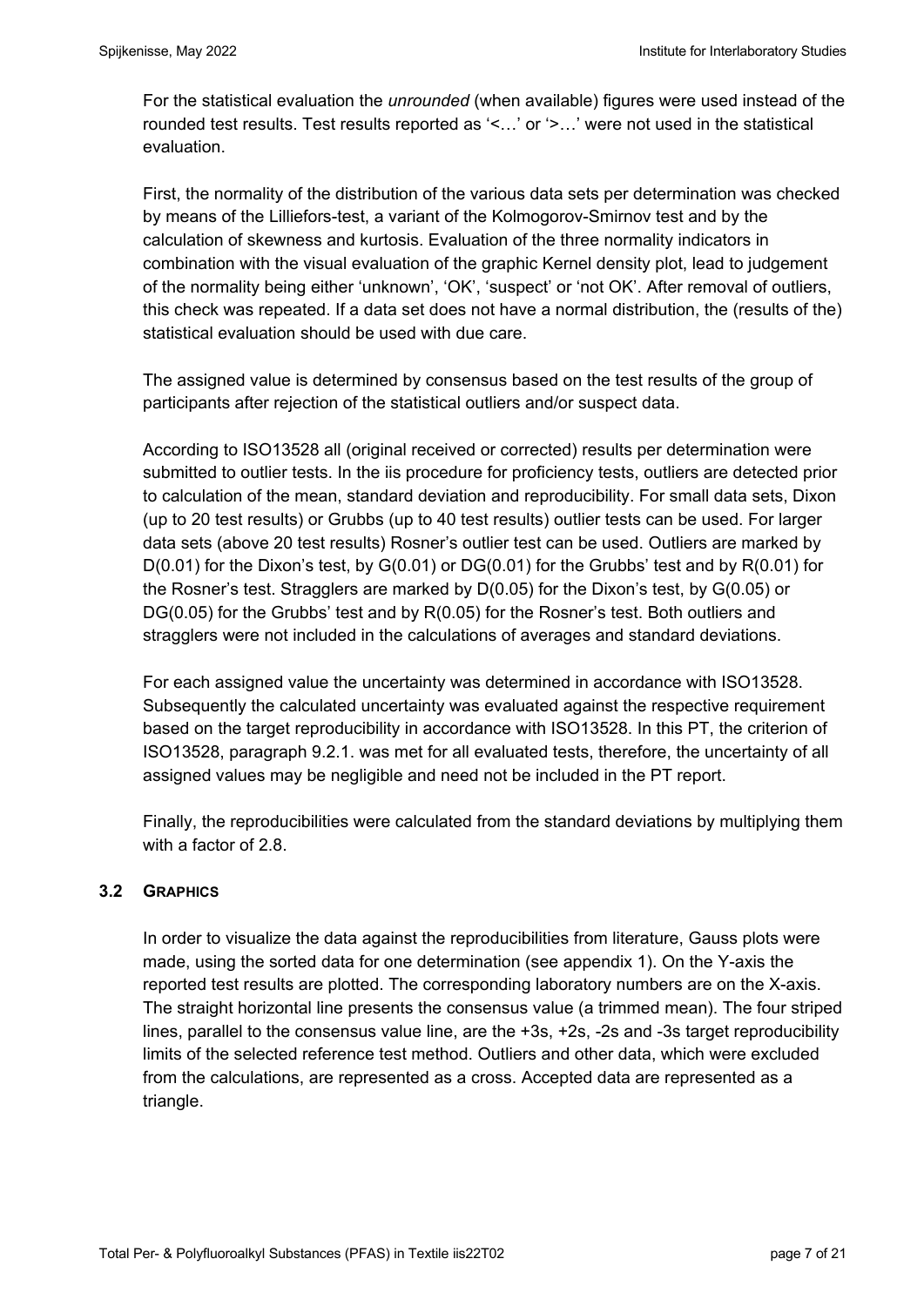For the statistical evaluation the *unrounded* (when available) figures were used instead of the rounded test results. Test results reported as '<…' or '>…' were not used in the statistical evaluation.

First, the normality of the distribution of the various data sets per determination was checked by means of the Lilliefors-test, a variant of the Kolmogorov-Smirnov test and by the calculation of skewness and kurtosis. Evaluation of the three normality indicators in combination with the visual evaluation of the graphic Kernel density plot, lead to judgement of the normality being either 'unknown', 'OK', 'suspect' or 'not OK'. After removal of outliers, this check was repeated. If a data set does not have a normal distribution, the (results of the) statistical evaluation should be used with due care.

The assigned value is determined by consensus based on the test results of the group of participants after rejection of the statistical outliers and/or suspect data.

According to ISO13528 all (original received or corrected) results per determination were submitted to outlier tests. In the iis procedure for proficiency tests, outliers are detected prior to calculation of the mean, standard deviation and reproducibility. For small data sets, Dixon (up to 20 test results) or Grubbs (up to 40 test results) outlier tests can be used. For larger data sets (above 20 test results) Rosner's outlier test can be used. Outliers are marked by D(0.01) for the Dixon's test, by G(0.01) or DG(0.01) for the Grubbs' test and by R(0.01) for the Rosner's test. Stragglers are marked by D(0.05) for the Dixon's test, by G(0.05) or DG(0.05) for the Grubbs' test and by R(0.05) for the Rosner's test. Both outliers and stragglers were not included in the calculations of averages and standard deviations.

For each assigned value the uncertainty was determined in accordance with ISO13528. Subsequently the calculated uncertainty was evaluated against the respective requirement based on the target reproducibility in accordance with ISO13528. In this PT, the criterion of ISO13528, paragraph 9.2.1. was met for all evaluated tests, therefore, the uncertainty of all assigned values may be negligible and need not be included in the PT report.

Finally, the reproducibilities were calculated from the standard deviations by multiplying them with a factor of 2.8.

## 3.2 GRAPHICS

In order to visualize the data against the reproducibilities from literature, Gauss plots were made, using the sorted data for one determination (see appendix 1). On the Y-axis the reported test results are plotted. The corresponding laboratory numbers are on the X-axis. The straight horizontal line presents the consensus value (a trimmed mean). The four striped lines, parallel to the consensus value line, are the +3s, +2s, -2s and -3s target reproducibility limits of the selected reference test method. Outliers and other data, which were excluded from the calculations, are represented as a cross. Accepted data are represented as a triangle.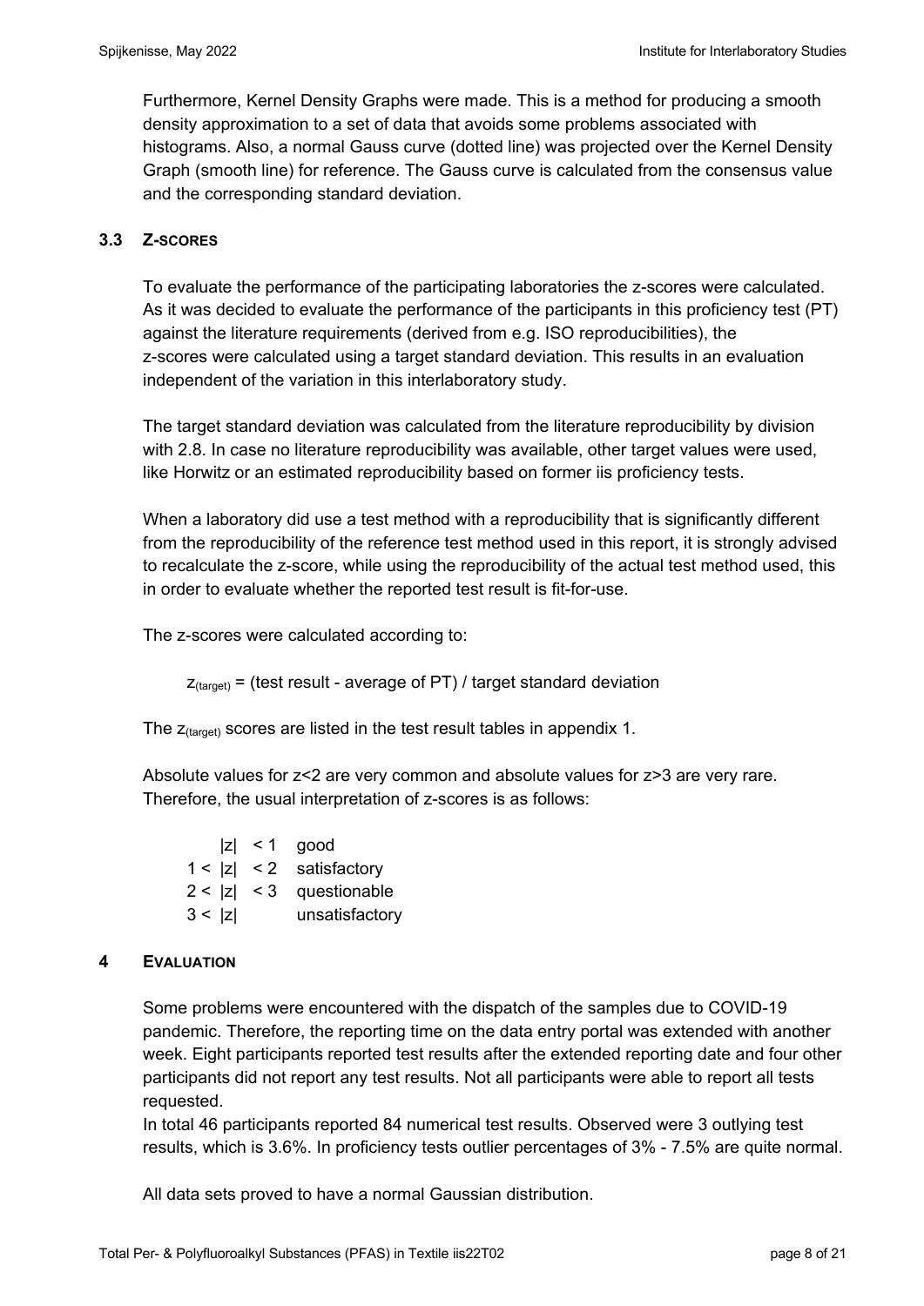Furthermore, Kernel Density Graphs were made. This is a method for producing a smooth density approximation to a set of data that avoids some problems associated with histograms. Also, a normal Gauss curve (dotted line) was projected over the Kernel Density Graph (smooth line) for reference. The Gauss curve is calculated from the consensus value and the corresponding standard deviation.

### 3.3 Z-SCORES

To evaluate the performance of the participating laboratories the z-scores were calculated. As it was decided to evaluate the performance of the participants in this proficiency test (PT) against the literature requirements (derived from e.g. ISO reproducibilities), the z-scores were calculated using a target standard deviation. This results in an evaluation independent of the variation in this interlaboratory study.

The target standard deviation was calculated from the literature reproducibility by division with 2.8. In case no literature reproducibility was available, other target values were used, like Horwitz or an estimated reproducibility based on former iis proficiency tests.

When a laboratory did use a test method with a reproducibility that is significantly different from the reproducibility of the reference test method used in this report, it is strongly advised to recalculate the z-score, while using the reproducibility of the actual test method used, this in order to evaluate whether the reported test result is fit-for-use.

The z-scores were calculated according to:

$$z_{(target)} = \text{(test result - average of PT) / target standard deviation}$$

The $z_{(target)}$ scores are listed in the test result tables in appendix 1.

Absolute values for z<2 are very common and absolute values for z>3 are very rare. Therefore, the usual interpretation of z-scores is as follows:

| | | |
|---|---|---|
| | $\|z\| < 1$ | good |
| $1 <$ | $\|z\| < 2$ | satisfactory |
| $2 <$ | $\|z\| < 3$ | questionable |
| $3 <$ | $\|z\|$ | unsatisfactory |

## 4 EVALUATION

Some problems were encountered with the dispatch of the samples due to COVID-19 pandemic. Therefore, the reporting time on the data entry portal was extended with another week. Eight participants reported test results after the extended reporting date and four other participants did not report any test results. Not all participants were able to report all tests requested.

In total 46 participants reported 84 numerical test results. Observed were 3 outlying test results, which is 3.6%. In proficiency tests outlier percentages of 3% - 7.5% are quite normal.

All data sets proved to have a normal Gaussian distribution.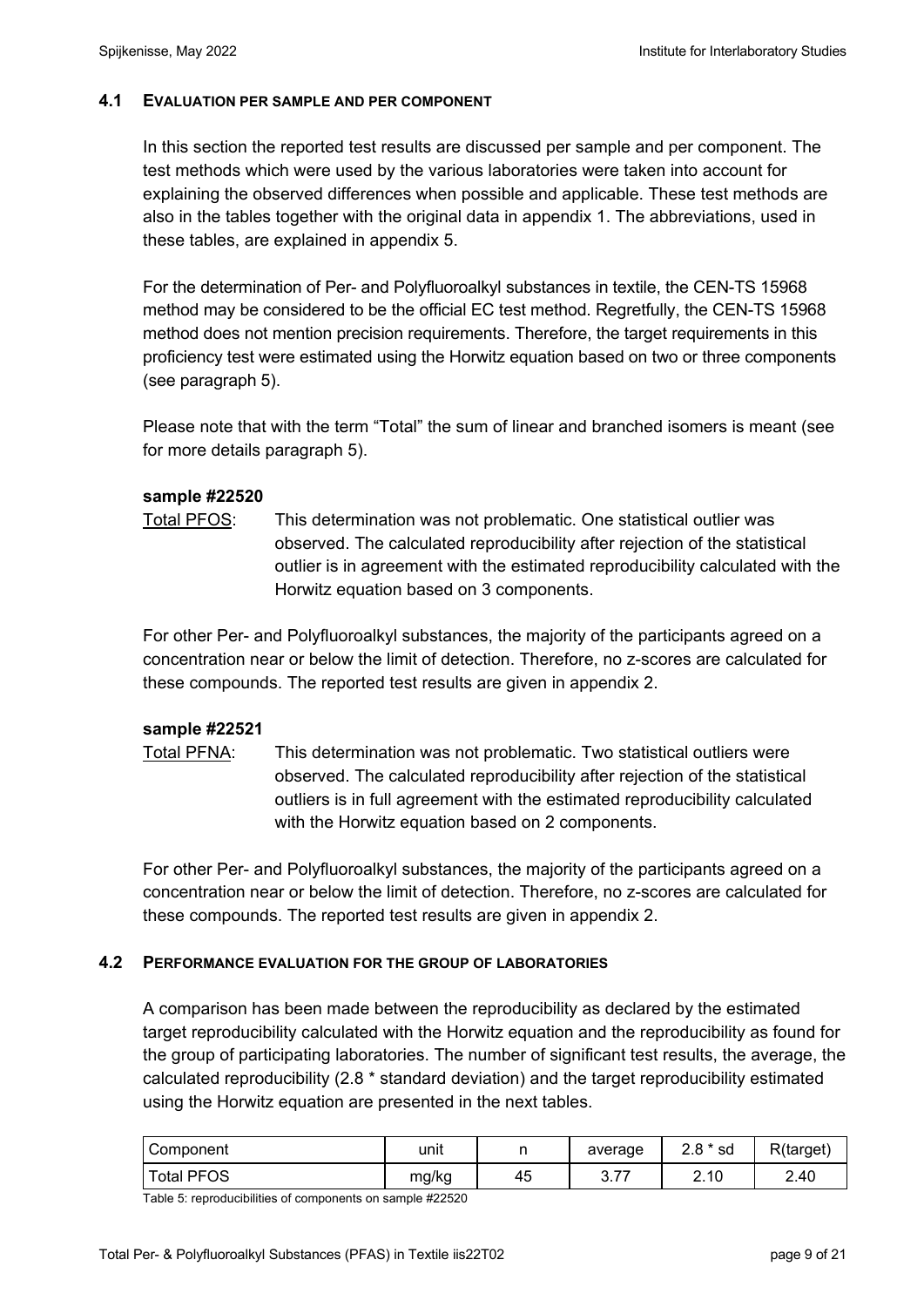### 4.1 EVALUATION PER SAMPLE AND PER COMPONENT

In this section the reported test results are discussed per sample and per component. The test methods which were used by the various laboratories were taken into account for explaining the observed differences when possible and applicable. These test methods are also in the tables together with the original data in appendix 1. The abbreviations, used in these tables, are explained in appendix 5.

For the determination of Per- and Polyfluoroalkyl substances in textile, the CEN-TS 15968 method may be considered to be the official EC test method. Regretfully, the CEN-TS 15968 method does not mention precision requirements. Therefore, the target requirements in this proficiency test were estimated using the Horwitz equation based on two or three components (see paragraph 5).

Please note that with the term "Total" the sum of linear and branched isomers is meant (see for more details paragraph 5).

**sample #22520**

Total PFOS: This determination was not problematic. One statistical outlier was observed. The calculated reproducibility after rejection of the statistical outlier is in agreement with the estimated reproducibility calculated with the Horwitz equation based on 3 components.

For other Per- and Polyfluoroalkyl substances, the majority of the participants agreed on a concentration near or below the limit of detection. Therefore, no z-scores are calculated for these compounds. The reported test results are given in appendix 2.

**sample #22521**

Total PFNA: This determination was not problematic. Two statistical outliers were observed. The calculated reproducibility after rejection of the statistical outliers is in full agreement with the estimated reproducibility calculated with the Horwitz equation based on 2 components.

For other Per- and Polyfluoroalkyl substances, the majority of the participants agreed on a concentration near or below the limit of detection. Therefore, no z-scores are calculated for these compounds. The reported test results are given in appendix 2.

### 4.2 PERFORMANCE EVALUATION FOR THE GROUP OF LABORATORIES

A comparison has been made between the reproducibility as declared by the estimated target reproducibility calculated with the Horwitz equation and the reproducibility as found for the group of participating laboratories. The number of significant test results, the average, the calculated reproducibility (2.8 * standard deviation) and the target reproducibility estimated using the Horwitz equation are presented in the next tables.

| Component | unit | n | average | 2.8 * sd | R(target) |
|---|---|---|---|---|---|
| Total PFOS | mg/kg | 45 | 3.77 | 2.10 | 2.40 |

Table 5: reproducibilities of components on sample #22520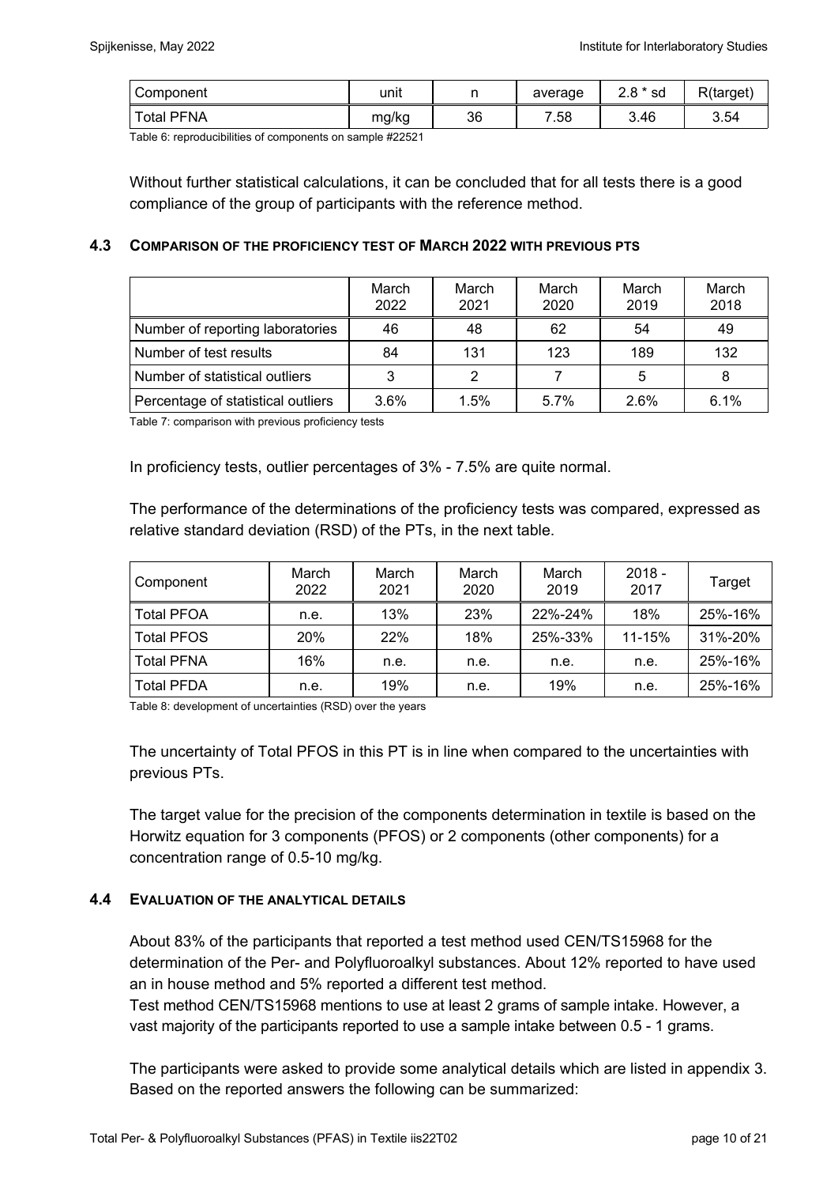| Component | unit | n | average | 2.8 * sd | R(target) |
|---|---|---|---|---|---|
| Total PFNA | mg/kg | 36 | 7.58 | 3.46 | 3.54 |

Table 6: reproducibilities of components on sample #22521

Without further statistical calculations, it can be concluded that for all tests there is a good compliance of the group of participants with the reference method.

### 4.3 COMPARISON OF THE PROFICIENCY TEST OF MARCH 2022 WITH PREVIOUS PTS

| | March 2022 | March 2021 | March 2020 | March 2019 | March 2018 |
|---|---|---|---|---|---|
| Number of reporting laboratories | 46 | 48 | 62 | 54 | 49 |
| Number of test results | 84 | 131 | 123 | 189 | 132 |
| Number of statistical outliers | 3 | 2 | 7 | 5 | 8 |
| Percentage of statistical outliers | 3.6% | 1.5% | 5.7% | 2.6% | 6.1% |

Table 7: comparison with previous proficiency tests

In proficiency tests, outlier percentages of 3% - 7.5% are quite normal.

The performance of the determinations of the proficiency tests was compared, expressed as relative standard deviation (RSD) of the PTs, in the next table.

| Component | March 2022 | March 2021 | March 2020 | March 2019 | 2018 - 2017 | Target |
|---|---|---|---|---|---|---|
| Total PFOA | n.e. | 13% | 23% | 22%-24% | 18% | 25%-16% |
| Total PFOS | 20% | 22% | 18% | 25%-33% | 11-15% | 31%-20% |
| Total PFNA | 16% | n.e. | n.e. | n.e. | n.e. | 25%-16% |
| Total PFDA | n.e. | 19% | n.e. | 19% | n.e. | 25%-16% |

Table 8: development of uncertainties (RSD) over the years

The uncertainty of Total PFOS in this PT is in line when compared to the uncertainties with previous PTs.

The target value for the precision of the components determination in textile is based on the Horwitz equation for 3 components (PFOS) or 2 components (other components) for a concentration range of 0.5-10 mg/kg.

### 4.4 EVALUATION OF THE ANALYTICAL DETAILS

About 83% of the participants that reported a test method used CEN/TS15968 for the determination of the Per- and Polyfluoroalkyl substances. About 12% reported to have used an in house method and 5% reported a different test method.
Test method CEN/TS15968 mentions to use at least 2 grams of sample intake. However, a vast majority of the participants reported to use a sample intake between 0.5 - 1 grams.

The participants were asked to provide some analytical details which are listed in appendix 3. Based on the reported answers the following can be summarized: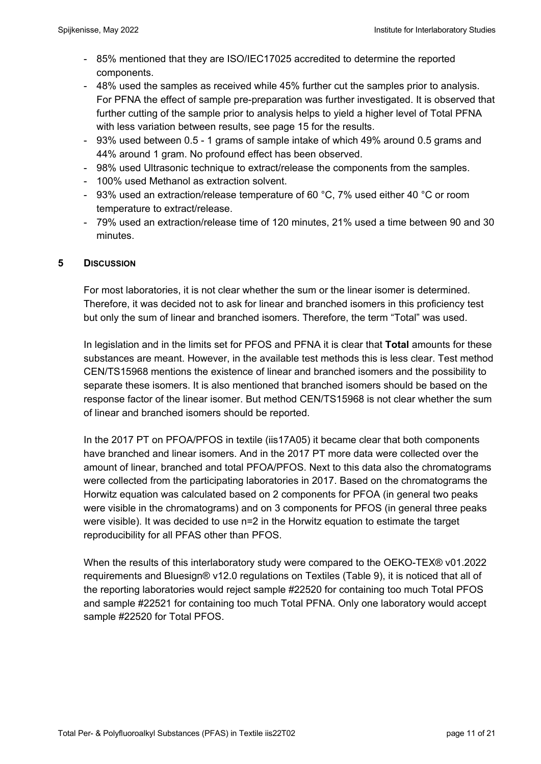- 85% mentioned that they are ISO/IEC17025 accredited to determine the reported components.
- 48% used the samples as received while 45% further cut the samples prior to analysis. For PFNA the effect of sample pre-preparation was further investigated. It is observed that further cutting of the sample prior to analysis helps to yield a higher level of Total PFNA with less variation between results, see page 15 for the results.
- 93% used between 0.5 - 1 grams of sample intake of which 49% around 0.5 grams and 44% around 1 gram. No profound effect has been observed.
- 98% used Ultrasonic technique to extract/release the components from the samples.
- 100% used Methanol as extraction solvent.
- 93% used an extraction/release temperature of 60 °C, 7% used either 40 °C or room temperature to extract/release.
- 79% used an extraction/release time of 120 minutes, 21% used a time between 90 and 30 minutes.

## 5 DISCUSSION

For most laboratories, it is not clear whether the sum or the linear isomer is determined. Therefore, it was decided not to ask for linear and branched isomers in this proficiency test but only the sum of linear and branched isomers. Therefore, the term "Total" was used.

In legislation and in the limits set for PFOS and PFNA it is clear that **Total** amounts for these substances are meant. However, in the available test methods this is less clear. Test method CEN/TS15968 mentions the existence of linear and branched isomers and the possibility to separate these isomers. It is also mentioned that branched isomers should be based on the response factor of the linear isomer. But method CEN/TS15968 is not clear whether the sum of linear and branched isomers should be reported.

In the 2017 PT on PFOA/PFOS in textile (iis17A05) it became clear that both components have branched and linear isomers. And in the 2017 PT more data were collected over the amount of linear, branched and total PFOA/PFOS. Next to this data also the chromatograms were collected from the participating laboratories in 2017. Based on the chromatograms the Horwitz equation was calculated based on 2 components for PFOA (in general two peaks were visible in the chromatograms) and on 3 components for PFOS (in general three peaks were visible). It was decided to use n=2 in the Horwitz equation to estimate the target reproducibility for all PFAS other than PFOS.

When the results of this interlaboratory study were compared to the OEKO-TEX® v01.2022 requirements and Bluesign® v12.0 regulations on Textiles (Table 9), it is noticed that all of the reporting laboratories would reject sample #22520 for containing too much Total PFOS and sample #22521 for containing too much Total PFNA. Only one laboratory would accept sample #22520 for Total PFOS.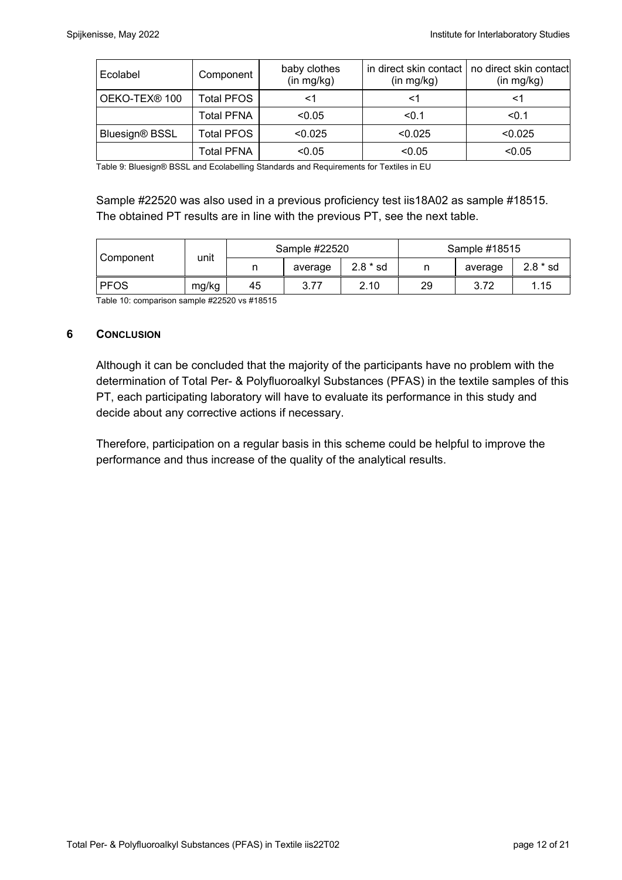| Ecolabel | Component | baby clothes (in mg/kg) | in direct skin contact (in mg/kg) | no direct skin contact (in mg/kg) |
|---|---|---|---|---|
| OEKO-TEX® 100 | Total PFOS | <1 | <1 | <1 |
| | Total PFNA | <0.05 | <0.1 | <0.1 |
| Bluesign® BSSL | Total PFOS | <0.025 | <0.025 | <0.025 |
| | Total PFNA | <0.05 | <0.05 | <0.05 |

Table 9: Bluesign® BSSL and Ecolabelling Standards and Requirements for Textiles in EU

Sample #22520 was also used in a previous proficiency test iis18A02 as sample #18515. The obtained PT results are in line with the previous PT, see the next table.

| Component | unit | Sample #22520 | | | Sample #18515 | | |
|---|---|---|---|---|---|---|---|
| | | n | average | 2.8 * sd | n | average | 2.8 * sd |
| PFOS | mg/kg | 45 | 3.77 | 2.10 | 29 | 3.72 | 1.15 |

Table 10: comparison sample #22520 vs #18515

## 6 CONCLUSION

Although it can be concluded that the majority of the participants have no problem with the determination of Total Per- & Polyfluoroalkyl Substances (PFAS) in the textile samples of this PT, each participating laboratory will have to evaluate its performance in this study and decide about any corrective actions if necessary.

Therefore, participation on a regular basis in this scheme could be helpful to improve the performance and thus increase of the quality of the analytical results.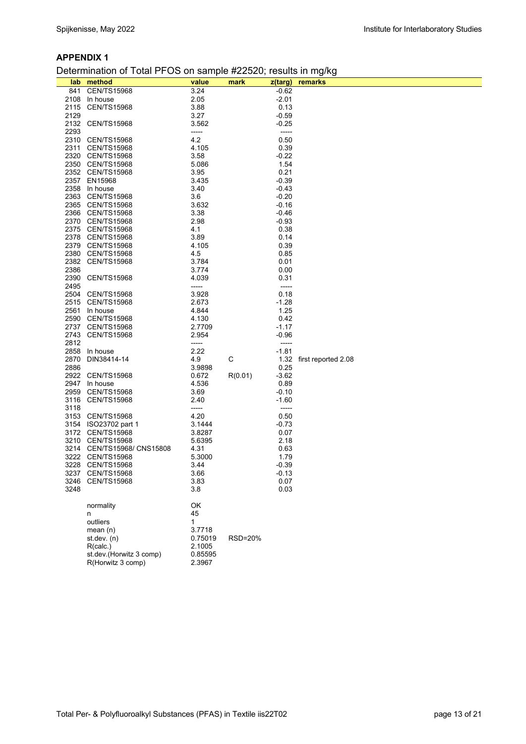## APPENDIX 1

Determination of Total PFOS on sample #22520; results in mg/kg

| lab | method | value | mark | z(targ) | remarks |
|---|---|---|---|---|---|
| 841 | CEN/TS15968 | 3.24 | | -0.62 | |
| 2108 | In house | 2.05 | | -2.01 | |
| 2115 | CEN/TS15968 | 3.88 | | 0.13 | |
| 2129 | | 3.27 | | -0.59 | |
| 2132 | CEN/TS15968 | 3.562 | | -0.25 | |
| 2293 | | ----- | | ----- | |
| 2310 | CEN/TS15968 | 4.2 | | 0.50 | |
| 2311 | CEN/TS15968 | 4.105 | | 0.39 | |
| 2320 | CEN/TS15968 | 3.58 | | -0.22 | |
| 2350 | CEN/TS15968 | 5.086 | | 1.54 | |
| 2352 | CEN/TS15968 | 3.95 | | 0.21 | |
| 2357 | EN15968 | 3.435 | | -0.39 | |
| 2358 | In house | 3.40 | | -0.43 | |
| 2363 | CEN/TS15968 | 3.6 | | -0.20 | |
| 2365 | CEN/TS15968 | 3.632 | | -0.16 | |
| 2366 | CEN/TS15968 | 3.38 | | -0.46 | |
| 2370 | CEN/TS15968 | 2.98 | | -0.93 | |
| 2375 | CEN/TS15968 | 4.1 | | 0.38 | |
| 2378 | CEN/TS15968 | 3.89 | | 0.14 | |
| 2379 | CEN/TS15968 | 4.105 | | 0.39 | |
| 2380 | CEN/TS15968 | 4.5 | | 0.85 | |
| 2382 | CEN/TS15968 | 3.784 | | 0.01 | |
| 2386 | | 3.774 | | 0.00 | |
| 2390 | CEN/TS15968 | 4.039 | | 0.31 | |
| 2495 | | ----- | | ----- | |
| 2504 | CEN/TS15968 | 3.928 | | 0.18 | |
| 2515 | CEN/TS15968 | 2.673 | | -1.28 | |
| 2561 | In house | 4.844 | | 1.25 | |
| 2590 | CEN/TS15968 | 4.130 | | 0.42 | |
| 2737 | CEN/TS15968 | 2.7709 | | -1.17 | |
| 2743 | CEN/TS15968 | 2.954 | | -0.96 | |
| 2812 | | ----- | | ----- | |
| 2858 | In house | 2.22 | | -1.81 | |
| 2870 | DIN38414-14 | 4.9 | C | 1.32 | first reported 2.08 |
| 2886 | | 3.9898 | | 0.25 | |
| 2922 | CEN/TS15968 | 0.672 | R(0.01) | -3.62 | |
| 2947 | In house | 4.536 | | 0.89 | |
| 2959 | CEN/TS15968 | 3.69 | | -0.10 | |
| 3116 | CEN/TS15968 | 2.40 | | -1.60 | |
| 3118 | | ----- | | ----- | |
| 3153 | CEN/TS15968 | 4.20 | | 0.50 | |
| 3154 | ISO23702 part 1 | 3.1444 | | -0.73 | |
| 3172 | CEN/TS15968 | 3.8287 | | 0.07 | |
| 3210 | CEN/TS15968 | 5.6395 | | 2.18 | |
| 3214 | CEN/TS15968/ CNS15808 | 4.31 | | 0.63 | |
| 3222 | CEN/TS15968 | 5.3000 | | 1.79 | |
| 3228 | CEN/TS15968 | 3.44 | | -0.39 | |
| 3237 | CEN/TS15968 | 3.66 | | -0.13 | |
| 3246 | CEN/TS15968 | 3.83 | | 0.07 | |
| 3248 | | 3.8 | | 0.03 | |
| | | | | | |
| | normality | OK | | | |
| | n | 45 | | | |
| | outliers | 1 | | | |
| | mean (n) | 3.7718 | | | |
| | st.dev. (n) | 0.75019 | RSD=20% | | |
| | R(calc.) | 2.1005 | | | |
| | st.dev.(Horwitz 3 comp) | 0.85595 | | | |
| | R(Horwitz 3 comp) | 2.3967 | | | |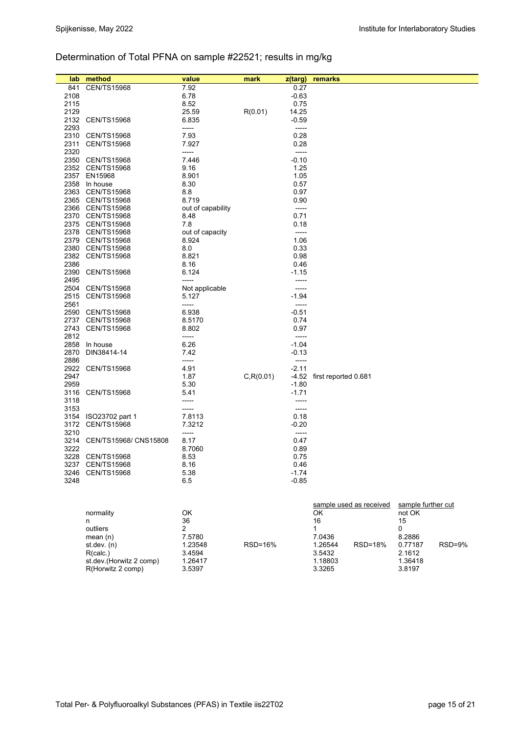## Determination of Total PFNA on sample #22521; results in mg/kg

| lab | method | value | mark | z(targ) | remarks |
|---|---|---|---|---|---|
| 841 | CEN/TS15968 | 7.92 | | 0.27 | |
| 2108 | | 6.78 | | -0.63 | |
| 2115 | | 8.52 | | 0.75 | |
| 2129 | | 25.59 | R(0.01) | 14.25 | |
| 2132 | CEN/TS15968 | 6.835 | | -0.59 | |
| 2293 | | ----- | | ----- | |
| 2310 | CEN/TS15968 | 7.93 | | 0.28 | |
| 2311 | CEN/TS15968 | 7.927 | | 0.28 | |
| 2320 | | ----- | | ----- | |
| 2350 | CEN/TS15968 | 7.446 | | -0.10 | |
| 2352 | CEN/TS15968 | 9.16 | | 1.25 | |
| 2357 | EN15968 | 8.901 | | 1.05 | |
| 2358 | In house | 8.30 | | 0.57 | |
| 2363 | CEN/TS15968 | 8.8 | | 0.97 | |
| 2365 | CEN/TS15968 | 8.719 | | 0.90 | |
| 2366 | CEN/TS15968 | out of capability | | ----- | |
| 2370 | CEN/TS15968 | 8.48 | | 0.71 | |
| 2375 | CEN/TS15968 | 7.8 | | 0.18 | |
| 2378 | CEN/TS15968 | out of capacity | | ----- | |
| 2379 | CEN/TS15968 | 8.924 | | 1.06 | |
| 2380 | CEN/TS15968 | 8.0 | | 0.33 | |
| 2382 | CEN/TS15968 | 8.821 | | 0.98 | |
| 2386 | | 8.16 | | 0.46 | |
| 2390 | CEN/TS15968 | 6.124 | | -1.15 | |
| 2495 | | ----- | | ----- | |
| 2504 | CEN/TS15968 | Not applicable | | ----- | |
| 2515 | CEN/TS15968 | 5.127 | | -1.94 | |
| 2561 | | ----- | | ----- | |
| 2590 | CEN/TS15968 | 6.938 | | -0.51 | |
| 2737 | CEN/TS15968 | 8.5170 | | 0.74 | |
| 2743 | CEN/TS15968 | 8.802 | | 0.97 | |
| 2812 | | ----- | | ----- | |
| 2858 | In house | 6.26 | | -1.04 | |
| 2870 | DIN38414-14 | 7.42 | | -0.13 | |
| 2886 | | ----- | | ----- | |
| 2922 | CEN/TS15968 | 4.91 | | -2.11 | |
| 2947 | | 1.87 | C,R(0.01) | -4.52 | first reported 0.681 |
| 2959 | | 5.30 | | -1.80 | |
| 3116 | CEN/TS15968 | 5.41 | | -1.71 | |
| 3118 | | ----- | | ----- | |
| 3153 | | ----- | | ----- | |
| 3154 | ISO23702 part 1 | 7.8113 | | 0.18 | |
| 3172 | CEN/TS15968 | 7.3212 | | -0.20 | |
| 3210 | | ----- | | ----- | |
| 3214 | CEN/TS15968/ CNS15808 | 8.17 | | 0.47 | |
| 3222 | | 8.7060 | | 0.89 | |
| 3228 | CEN/TS15968 | 8.53 | | 0.75 | |
| 3237 | CEN/TS15968 | 8.16 | | 0.46 | |
| 3246 | CEN/TS15968 | 5.38 | | -1.74 | |
| 3248 | | 6.5 | | -0.85 | |

| | | | sample used as received | | sample further cut | |
|---|---|---|---|---|---|---|
| normality | OK | | OK | | not OK | |
| n | 36 | | 16 | | 15 | |
| outliers | 2 | | 1 | | 0 | |
| mean (n) | 7.5780 | | 7.0436 | | 8.2886 | |
| st.dev. (n) | 1.23548 | RSD=16% | 1.26544 | RSD=18% | 0.77187 | RSD=9% |
| R(calc.) | 3.4594 | | 3.5432 | | 2.1612 | |
| st.dev.(Horwitz 2 comp) | 1.26417 | | 1.18803 | | 1.36418 | |
| R(Horwitz 2 comp) | 3.5397 | | 3.3265 | | 3.8197 | |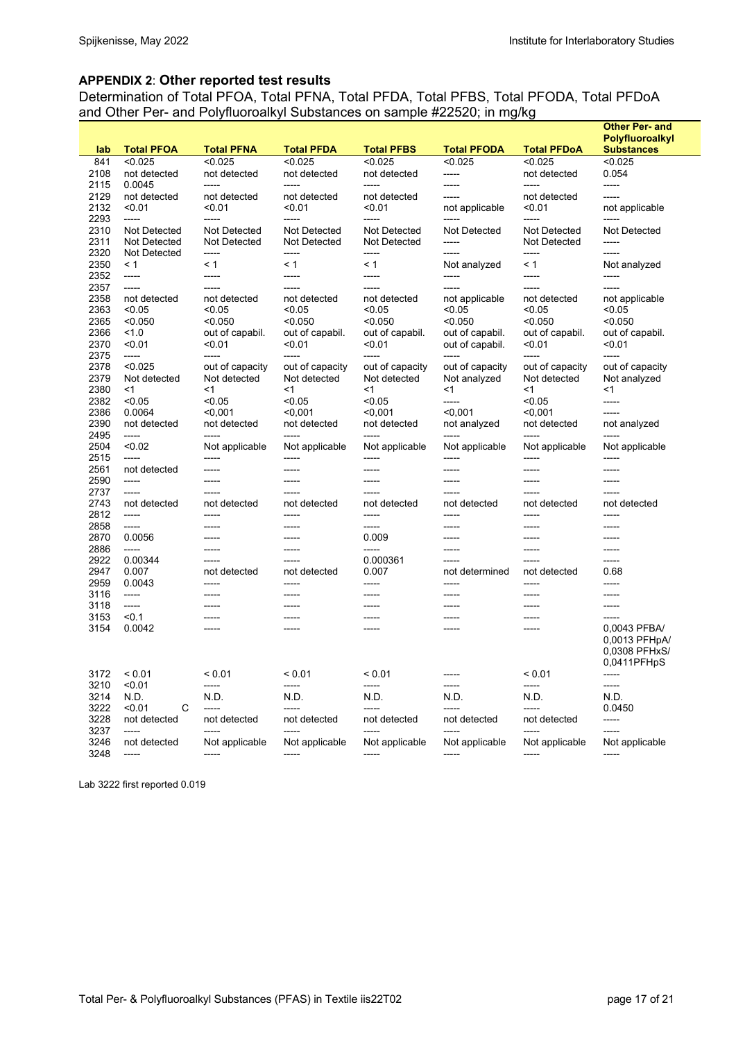## APPENDIX 2: Other reported test results

Determination of Total PFOA, Total PFNA, Total PFDA, Total PFBS, Total PFODA, Total PFDoA and Other Per- and Polyfluoroalkyl Substances on sample #22520; in mg/kg

| lab | Total PFOA | Total PFNA | Total PFDA | Total PFBS | Total PFODA | Total PFDoA | Other Per- and Polyfluoroalkyl Substances |
|---|---|---|---|---|---|---|---|
| 841 | <0.025 | <0.025 | <0.025 | <0.025 | <0.025 | <0.025 | <0.025 |
| 2108 | not detected | not detected | not detected | not detected | ----- | not detected | 0.054 |
| 2115 | 0.0045 | ----- | ----- | ----- | ----- | ----- | ----- |
| 2129 | not detected | not detected | not detected | not detected | ----- | not detected | ----- |
| 2132 | <0.01 | <0.01 | <0.01 | <0.01 | not applicable | <0.01 | not applicable |
| 2293 | ----- | ----- | ----- | ----- | ----- | ----- | ----- |
| 2310 | Not Detected | Not Detected | Not Detected | Not Detected | Not Detected | Not Detected | Not Detected |
| 2311 | Not Detected | Not Detected | Not Detected | Not Detected | ----- | Not Detected | ----- |
| 2320 | Not Detected | ----- | ----- | ----- | ----- | ----- | ----- |
| 2350 | < 1 | < 1 | < 1 | < 1 | Not analyzed | < 1 | Not analyzed |
| 2352 | ----- | ----- | ----- | ----- | ----- | ----- | ----- |
| 2357 | ----- | ----- | ----- | ----- | ----- | ----- | ----- |
| 2358 | not detected | not detected | not detected | not detected | not applicable | not detected | not applicable |
| 2363 | <0.05 | <0.05 | <0.05 | <0.05 | <0.05 | <0.05 | <0.05 |
| 2365 | <0.050 | <0.050 | <0.050 | <0.050 | <0.050 | <0.050 | <0.050 |
| 2366 | <1.0 | out of capabil. | out of capabil. | out of capabil. | out of capabil. | out of capabil. | out of capabil. |
| 2370 | <0.01 | <0.01 | <0.01 | <0.01 | out of capabil. | <0.01 | <0.01 |
| 2375 | ----- | ----- | ----- | ----- | ----- | ----- | ----- |
| 2378 | <0.025 | out of capacity | out of capacity | out of capacity | out of capacity | out of capacity | out of capacity |
| 2379 | Not detected | Not detected | Not detected | Not detected | Not analyzed | Not detected | Not analyzed |
| 2380 | <1 | <1 | <1 | <1 | <1 | <1 | <1 |
| 2382 | <0.05 | <0.05 | <0.05 | <0.05 | ----- | <0.05 | ----- |
| 2386 | 0.0064 | <0,001 | <0,001 | <0,001 | <0,001 | <0,001 | ----- |
| 2390 | not detected | not detected | not detected | not detected | not analyzed | not detected | not analyzed |
| 2495 | ----- | ----- | ----- | ----- | ----- | ----- | ----- |
| 2504 | <0.02 | Not applicable | Not applicable | Not applicable | Not applicable | Not applicable | Not applicable |
| 2515 | ----- | ----- | ----- | ----- | ----- | ----- | ----- |
| 2561 | not detected | ----- | ----- | ----- | ----- | ----- | ----- |
| 2590 | ----- | ----- | ----- | ----- | ----- | ----- | ----- |
| 2737 | ----- | ----- | ----- | ----- | ----- | ----- | ----- |
| 2743 | not detected | not detected | not detected | not detected | not detected | not detected | not detected |
| 2812 | ----- | ----- | ----- | ----- | ----- | ----- | ----- |
| 2858 | ----- | ----- | ----- | ----- | ----- | ----- | ----- |
| 2870 | 0.0056 | ----- | ----- | 0.009 | ----- | ----- | ----- |
| 2886 | ----- | ----- | ----- | ----- | ----- | ----- | ----- |
| 2922 | 0.00344 | ----- | ----- | 0.000361 | ----- | ----- | ----- |
| 2947 | 0.007 | not detected | not detected | 0.007 | not determined | not detected | 0.68 |
| 2959 | 0.0043 | ----- | ----- | ----- | ----- | ----- | ----- |
| 3116 | ----- | ----- | ----- | ----- | ----- | ----- | ----- |
| 3118 | ----- | ----- | ----- | ----- | ----- | ----- | ----- |
| 3153 | <0.1 | ----- | ----- | ----- | ----- | ----- | ----- |
| 3154 | 0.0042 | ----- | ----- | ----- | ----- | ----- | 0,0043 PFBA/ 0,0013 PFHpA/ 0,0308 PFHxS/ 0,0411PFHpS |
| 3172 | < 0.01 | < 0.01 | < 0.01 | < 0.01 | ----- | < 0.01 | ----- |
| 3210 | <0.01 | ----- | ----- | ----- | ----- | ----- | ----- |
| 3214 | N.D. | N.D. | N.D. | N.D. | N.D. | N.D. | N.D. |
| 3222 | <0.01 C | ----- | ----- | ----- | ----- | ----- | 0.0450 |
| 3228 | not detected | not detected | not detected | not detected | not detected | not detected | ----- |
| 3237 | ----- | ----- | ----- | ----- | ----- | ----- | ----- |
| 3246 | not detected | Not applicable | Not applicable | Not applicable | Not applicable | Not applicable | Not applicable |
| 3248 | ----- | ----- | ----- | ----- | ----- | ----- | ----- |

Lab 3222 first reported 0.019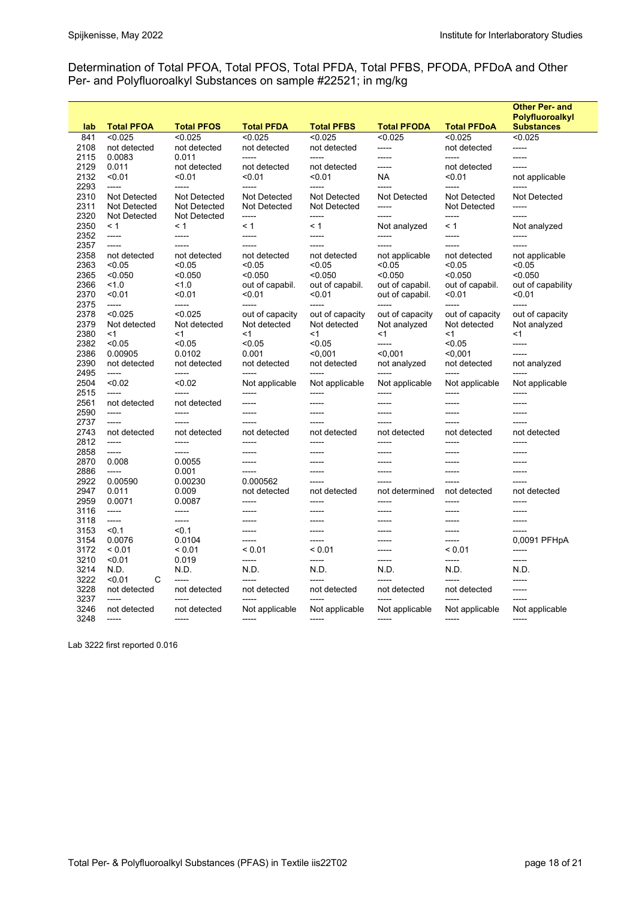Determination of Total PFOA, Total PFOS, Total PFDA, Total PFBS, PFODA, PFDoA and Other Per- and Polyfluoroalkyl Substances on sample #22521; in mg/kg

| lab | Total PFOA | Total PFOS | Total PFDA | Total PFBS | Total PFODA | Total PFDoA | Other Per- and Polyfluoroalkyl Substances |
|---|---|---|---|---|---|---|---|
| 841 | <0.025 | <0.025 | <0.025 | <0.025 | <0.025 | <0.025 | <0.025 |
| 2108 | not detected | not detected | not detected | not detected | ----- | not detected | ----- |
| 2115 | 0.0083 | 0.011 | ----- | ----- | ----- | ----- | ----- |
| 2129 | 0.011 | not detected | not detected | not detected | ----- | not detected | ----- |
| 2132 | <0.01 | <0.01 | <0.01 | <0.01 | NA | <0.01 | not applicable |
| 2293 | ----- | ----- | ----- | ----- | ----- | ----- | ----- |
| 2310 | Not Detected | Not Detected | Not Detected | Not Detected | Not Detected | Not Detected | Not Detected |
| 2311 | Not Detected | Not Detected | Not Detected | Not Detected | ----- | Not Detected | ----- |
| 2320 | Not Detected | Not Detected | ----- | ----- | ----- | ----- | ----- |
| 2350 | < 1 | < 1 | < 1 | < 1 | Not analyzed | < 1 | Not analyzed |
| 2352 | ----- | ----- | ----- | ----- | ----- | ----- | ----- |
| 2357 | ----- | ----- | ----- | ----- | ----- | ----- | ----- |
| 2358 | not detected | not detected | not detected | not detected | not applicable | not detected | not applicable |
| 2363 | <0.05 | <0.05 | <0.05 | <0.05 | <0.05 | <0.05 | <0.05 |
| 2365 | <0.050 | <0.050 | <0.050 | <0.050 | <0.050 | <0.050 | <0.050 |
| 2366 | <1.0 | <1.0 | out of capabil. | out of capabil. | out of capabil. | out of capabil. | out of capability |
| 2370 | <0.01 | <0.01 | <0.01 | <0.01 | out of capabil. | <0.01 | <0.01 |
| 2375 | ----- | ----- | ----- | ----- | ----- | ----- | ----- |
| 2378 | <0.025 | <0.025 | out of capacity | out of capacity | out of capacity | out of capacity | out of capacity |
| 2379 | Not detected | Not detected | Not detected | Not detected | Not analyzed | Not detected | Not analyzed |
| 2380 | <1 | <1 | <1 | <1 | <1 | <1 | <1 |
| 2382 | <0.05 | <0.05 | <0.05 | <0.05 | ----- | <0.05 | ----- |
| 2386 | 0.00905 | 0.0102 | 0.001 | <0,001 | <0,001 | <0,001 | ----- |
| 2390 | not detected | not detected | not detected | not detected | not analyzed | not detected | not analyzed |
| 2495 | ----- | ----- | ----- | ----- | ----- | ----- | ----- |
| 2504 | <0.02 | <0.02 | Not applicable | Not applicable | Not applicable | Not applicable | Not applicable |
| 2515 | ----- | ----- | ----- | ----- | ----- | ----- | ----- |
| 2561 | not detected | not detected | ----- | ----- | ----- | ----- | ----- |
| 2590 | ----- | ----- | ----- | ----- | ----- | ----- | ----- |
| 2737 | ----- | ----- | ----- | ----- | ----- | ----- | ----- |
| 2743 | not detected | not detected | not detected | not detected | not detected | not detected | not detected |
| 2812 | ----- | ----- | ----- | ----- | ----- | ----- | ----- |
| 2858 | ----- | ----- | ----- | ----- | ----- | ----- | ----- |
| 2870 | 0.008 | 0.0055 | ----- | ----- | ----- | ----- | ----- |
| 2886 | ----- | 0.001 | ----- | ----- | ----- | ----- | ----- |
| 2922 | 0.00590 | 0.00230 | 0.000562 | ----- | ----- | ----- | ----- |
| 2947 | 0.011 | 0.009 | not detected | not detected | not determined | not detected | not detected |
| 2959 | 0.0071 | 0.0087 | ----- | ----- | ----- | ----- | ----- |
| 3116 | ----- | ----- | ----- | ----- | ----- | ----- | ----- |
| 3118 | ----- | ----- | ----- | ----- | ----- | ----- | ----- |
| 3153 | <0.1 | <0.1 | ----- | ----- | ----- | ----- | ----- |
| 3154 | 0.0076 | 0.0104 | ----- | ----- | ----- | ----- | 0,0091 PFHpA |
| 3172 | < 0.01 | < 0.01 | < 0.01 | < 0.01 | ----- | < 0.01 | ----- |
| 3210 | <0.01 | 0.019 | ----- | ----- | ----- | ----- | ----- |
| 3214 | N.D. | N.D. | N.D. | N.D. | N.D. | N.D. | N.D. |
| 3222 | <0.01 C | ----- | ----- | ----- | ----- | ----- | ----- |
| 3228 | not detected | not detected | not detected | not detected | not detected | not detected | ----- |
| 3237 | ----- | ----- | ----- | ----- | ----- | ----- | ----- |
| 3246 | not detected | not detected | Not applicable | Not applicable | Not applicable | Not applicable | Not applicable |
| 3248 | ----- | ----- | ----- | ----- | ----- | ----- | ----- |

Lab 3222 first reported 0.016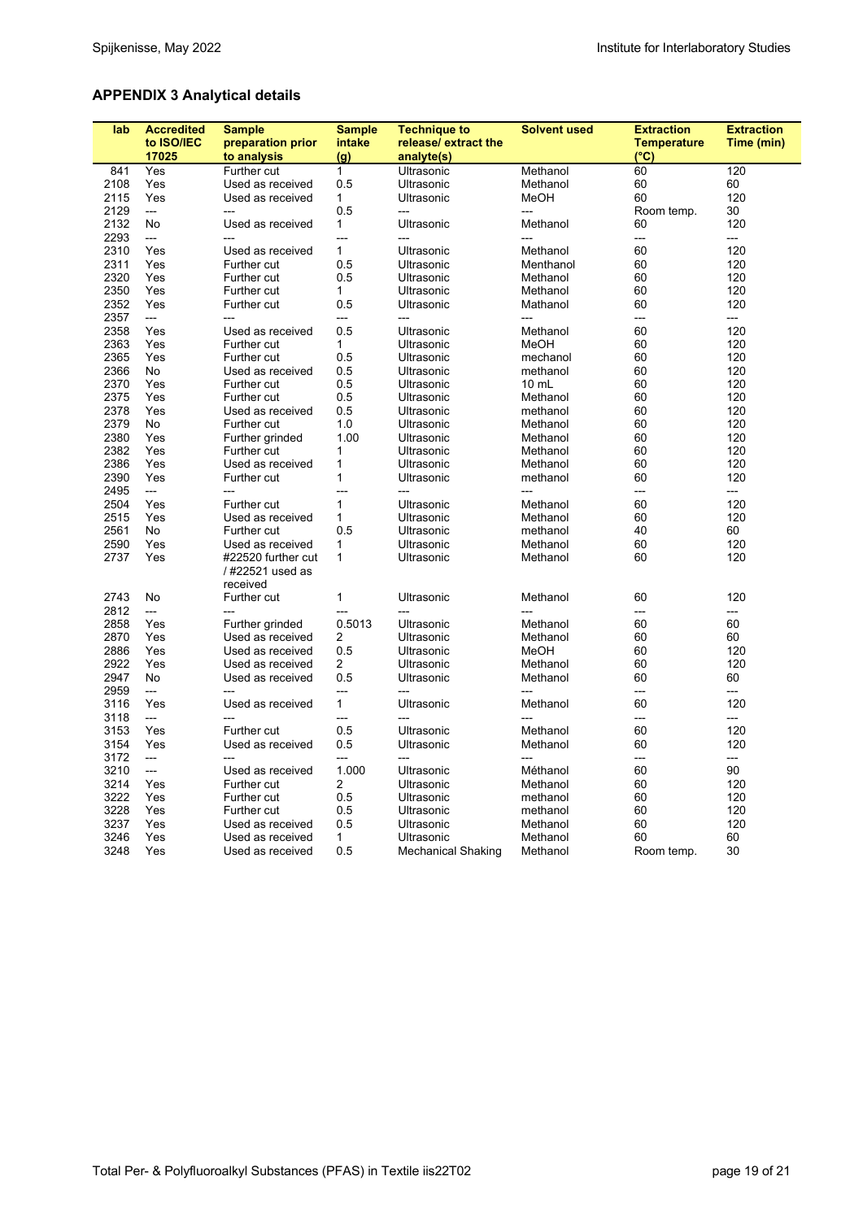## APPENDIX 3 Analytical details

| lab | Accredited to ISO/IEC 17025 | Sample preparation prior to analysis | Sample intake (g) | Technique to release/ extract the analyte(s) | Solvent used | Extraction Temperature (°C) | Extraction Time (min) |
|---|---|---|---|---|---|---|---|
| 841 | Yes | Further cut | 1 | Ultrasonic | Methanol | 60 | 120 |
| 2108 | Yes | Used as received | 0.5 | Ultrasonic | Methanol | 60 | 60 |
| 2115 | Yes | Used as received | 1 | Ultrasonic | MeOH | 60 | 120 |
| 2129 | --- | --- | 0.5 | --- | --- | Room temp. | 30 |
| 2132 | No | Used as received | 1 | Ultrasonic | Methanol | 60 | 120 |
| 2293 | --- | --- | --- | --- | --- | --- | --- |
| 2310 | Yes | Used as received | 1 | Ultrasonic | Methanol | 60 | 120 |
| 2311 | Yes | Further cut | 0.5 | Ultrasonic | Menthanol | 60 | 120 |
| 2320 | Yes | Further cut | 0.5 | Ultrasonic | Methanol | 60 | 120 |
| 2350 | Yes | Further cut | 1 | Ultrasonic | Methanol | 60 | 120 |
| 2352 | Yes | Further cut | 0.5 | Ultrasonic | Mathanol | 60 | 120 |
| 2357 | --- | --- | --- | --- | --- | --- | --- |
| 2358 | Yes | Used as received | 0.5 | Ultrasonic | Methanol | 60 | 120 |
| 2363 | Yes | Further cut | 1 | Ultrasonic | MeOH | 60 | 120 |
| 2365 | Yes | Further cut | 0.5 | Ultrasonic | mechanol | 60 | 120 |
| 2366 | No | Used as received | 0.5 | Ultrasonic | methanol | 60 | 120 |
| 2370 | Yes | Further cut | 0.5 | Ultrasonic | 10 mL | 60 | 120 |
| 2375 | Yes | Further cut | 0.5 | Ultrasonic | Methanol | 60 | 120 |
| 2378 | Yes | Used as received | 0.5 | Ultrasonic | methanol | 60 | 120 |
| 2379 | No | Further cut | 1.0 | Ultrasonic | Methanol | 60 | 120 |
| 2380 | Yes | Further grinded | 1.00 | Ultrasonic | Methanol | 60 | 120 |
| 2382 | Yes | Further cut | 1 | Ultrasonic | Methanol | 60 | 120 |
| 2386 | Yes | Used as received | 1 | Ultrasonic | Methanol | 60 | 120 |
| 2390 | Yes | Further cut | 1 | Ultrasonic | methanol | 60 | 120 |
| 2495 | --- | --- | --- | --- | --- | --- | --- |
| 2504 | Yes | Further cut | 1 | Ultrasonic | Methanol | 60 | 120 |
| 2515 | Yes | Used as received | 1 | Ultrasonic | Methanol | 60 | 120 |
| 2561 | No | Further cut | 0.5 | Ultrasonic | methanol | 40 | 60 |
| 2590 | Yes | Used as received | 1 | Ultrasonic | Methanol | 60 | 120 |
| 2737 | Yes | #22520 further cut / #22521 used as received | 1 | Ultrasonic | Methanol | 60 | 120 |
| 2743 | No | Further cut | 1 | Ultrasonic | Methanol | 60 | 120 |
| 2812 | --- | --- | --- | --- | --- | --- | --- |
| 2858 | Yes | Further grinded | 0.5013 | Ultrasonic | Methanol | 60 | 60 |
| 2870 | Yes | Used as received | 2 | Ultrasonic | Methanol | 60 | 60 |
| 2886 | Yes | Used as received | 0.5 | Ultrasonic | MeOH | 60 | 120 |
| 2922 | Yes | Used as received | 2 | Ultrasonic | Methanol | 60 | 120 |
| 2947 | No | Used as received | 0.5 | Ultrasonic | Methanol | 60 | 60 |
| 2959 | --- | --- | --- | --- | --- | --- | --- |
| 3116 | Yes | Used as received | 1 | Ultrasonic | Methanol | 60 | 120 |
| 3118 | --- | --- | --- | --- | --- | --- | --- |
| 3153 | Yes | Further cut | 0.5 | Ultrasonic | Methanol | 60 | 120 |
| 3154 | Yes | Used as received | 0.5 | Ultrasonic | Methanol | 60 | 120 |
| 3172 | --- | --- | --- | --- | --- | --- | --- |
| 3210 | --- | Used as received | 1.000 | Ultrasonic | Méthanol | 60 | 90 |
| 3214 | Yes | Further cut | 2 | Ultrasonic | Methanol | 60 | 120 |
| 3222 | Yes | Further cut | 0.5 | Ultrasonic | methanol | 60 | 120 |
| 3228 | Yes | Further cut | 0.5 | Ultrasonic | methanol | 60 | 120 |
| 3237 | Yes | Used as received | 0.5 | Ultrasonic | Methanol | 60 | 120 |
| 3246 | Yes | Used as received | 1 | Ultrasonic | Methanol | 60 | 60 |
| 3248 | Yes | Used as received | 0.5 | Mechanical Shaking | Methanol | Room temp. | 30 |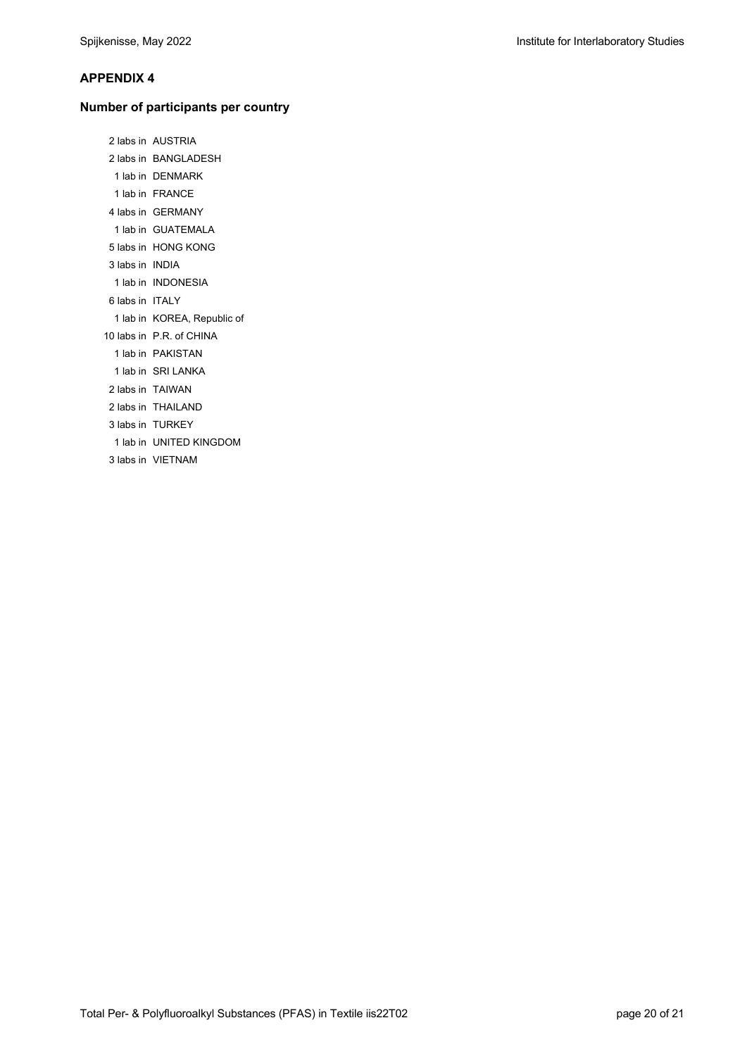## APPENDIX 4

### Number of participants per country

2 labs in AUSTRIA
2 labs in BANGLADESH
1 lab in DENMARK
1 lab in FRANCE
4 labs in GERMANY
1 lab in GUATEMALA
5 labs in HONG KONG
3 labs in INDIA
1 lab in INDONESIA
6 labs in ITALY
1 lab in KOREA, Republic of
10 labs in P.R. of CHINA
1 lab in PAKISTAN
1 lab in SRI LANKA
2 labs in TAIWAN
2 labs in THAILAND
3 labs in TURKEY
1 lab in UNITED KINGDOM
3 labs in VIETNAM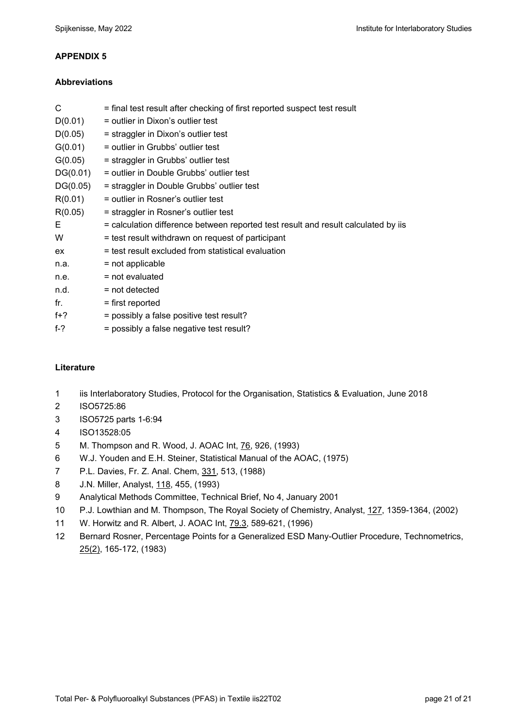**APPENDIX 5**

**Abbreviations**

| | |
|---|---|
| C | = final test result after checking of first reported suspect test result |
| D(0.01) | = outlier in Dixon's outlier test |
| D(0.05) | = straggler in Dixon's outlier test |
| G(0.01) | = outlier in Grubbs' outlier test |
| G(0.05) | = straggler in Grubbs' outlier test |
| DG(0.01) | = outlier in Double Grubbs' outlier test |
| DG(0.05) | = straggler in Double Grubbs' outlier test |
| R(0.01) | = outlier in Rosner's outlier test |
| R(0.05) | = straggler in Rosner's outlier test |
| E | = calculation difference between reported test result and result calculated by iis |
| W | = test result withdrawn on request of participant |
| ex | = test result excluded from statistical evaluation |
| n.a. | = not applicable |
| n.e. | = not evaluated |
| n.d. | = not detected |
| fr. | = first reported |
| f+? | = possibly a false positive test result? |
| f-? | = possibly a false negative test result? |

**Literature**

1. iis Interlaboratory Studies, Protocol for the Organisation, Statistics & Evaluation, June 2018
2. ISO5725:86
3. ISO5725 parts 1-6:94
4. ISO13528:05
5. M. Thompson and R. Wood, J. AOAC Int, 76, 926, (1993)
6. W.J. Youden and E.H. Steiner, Statistical Manual of the AOAC, (1975)
7. P.L. Davies, Fr. Z. Anal. Chem, 331, 513, (1988)
8. J.N. Miller, Analyst, 118, 455, (1993)
9. Analytical Methods Committee, Technical Brief, No 4, January 2001
10. P.J. Lowthian and M. Thompson, The Royal Society of Chemistry, Analyst, 127, 1359-1364, (2002)
11. W. Horwitz and R. Albert, J. AOAC Int, 79.3, 589-621, (1996)
12. Bernard Rosner, Percentage Points for a Generalized ESD Many-Outlier Procedure, Technometrics, 25(2), 165-172, (1983)